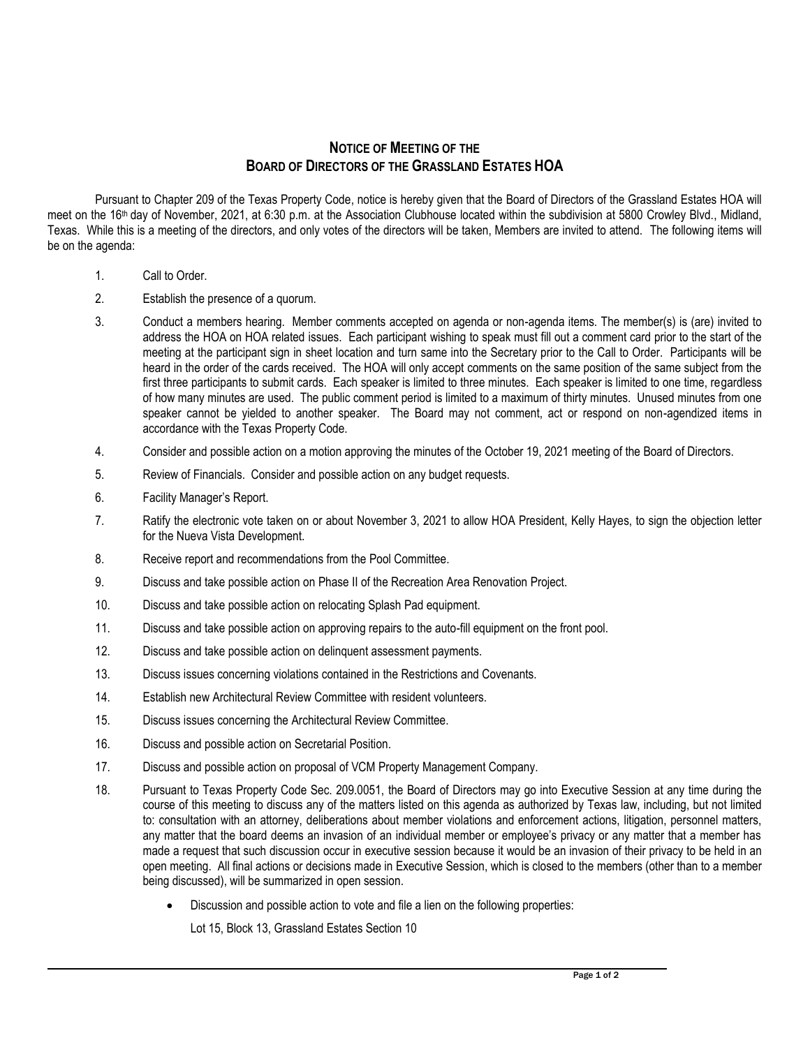## NOTICE OF MEETING OF THE BOARD OF DIRECTORS OF THE GRASSLAND ESTATES HOA

Pursuant to Chapter 209 of the Texas Property Code, notice is hereby given that the Board of Directors of the Grassland Estates HOA will meet on the 16th day of November, 2021, at 6:30 p.m. at the Association Clubhouse located within the subdivision at 5800 Crowley Blvd., Midland, Texas. While this is a meeting of the directors, and only votes of the directors will be taken, Members are invited to attend. The following items will be on the agenda:

1. Call to Order.
2. Establish the presence of a quorum.
3. Conduct a members hearing. Member comments accepted on agenda or non-agenda items. The member(s) is (are) invited to address the HOA on HOA related issues. Each participant wishing to speak must fill out a comment card prior to the start of the meeting at the participant sign in sheet location and turn same into the Secretary prior to the Call to Order. Participants will be heard in the order of the cards received. The HOA will only accept comments on the same position of the same subject from the first three participants to submit cards. Each speaker is limited to three minutes. Each speaker is limited to one time, regardless of how many minutes are used. The public comment period is limited to a maximum of thirty minutes. Unused minutes from one speaker cannot be yielded to another speaker. The Board may not comment, act or respond on non-agendized items in accordance with the Texas Property Code.
4. Consider and possible action on a motion approving the minutes of the October 19, 2021 meeting of the Board of Directors.
5. Review of Financials. Consider and possible action on any budget requests.
6. Facility Manager's Report.
7. Ratify the electronic vote taken on or about November 3, 2021 to allow HOA President, Kelly Hayes, to sign the objection letter for the Nueva Vista Development.
8. Receive report and recommendations from the Pool Committee.
9. Discuss and take possible action on Phase II of the Recreation Area Renovation Project.
10. Discuss and take possible action on relocating Splash Pad equipment.
11. Discuss and take possible action on approving repairs to the auto-fill equipment on the front pool.
12. Discuss and take possible action on delinquent assessment payments.
13. Discuss issues concerning violations contained in the Restrictions and Covenants.
14. Establish new Architectural Review Committee with resident volunteers.
15. Discuss issues concerning the Architectural Review Committee.
16. Discuss and possible action on Secretarial Position.
17. Discuss and possible action on proposal of VCM Property Management Company.
18. Pursuant to Texas Property Code Sec. 209.0051, the Board of Directors may go into Executive Session at any time during the course of this meeting to discuss any of the matters listed on this agenda as authorized by Texas law, including, but not limited to: consultation with an attorney, deliberations about member violations and enforcement actions, litigation, personnel matters, any matter that the board deems an invasion of an individual member or employee's privacy or any matter that a member has made a request that such discussion occur in executive session because it would be an invasion of their privacy to be held in an open meeting. All final actions or decisions made in Executive Session, which is closed to the members (other than to a member being discussed), will be summarized in open session.
    - Discussion and possible action to vote and file a lien on the following properties:

      Lot 15, Block 13, Grassland Estates Section 10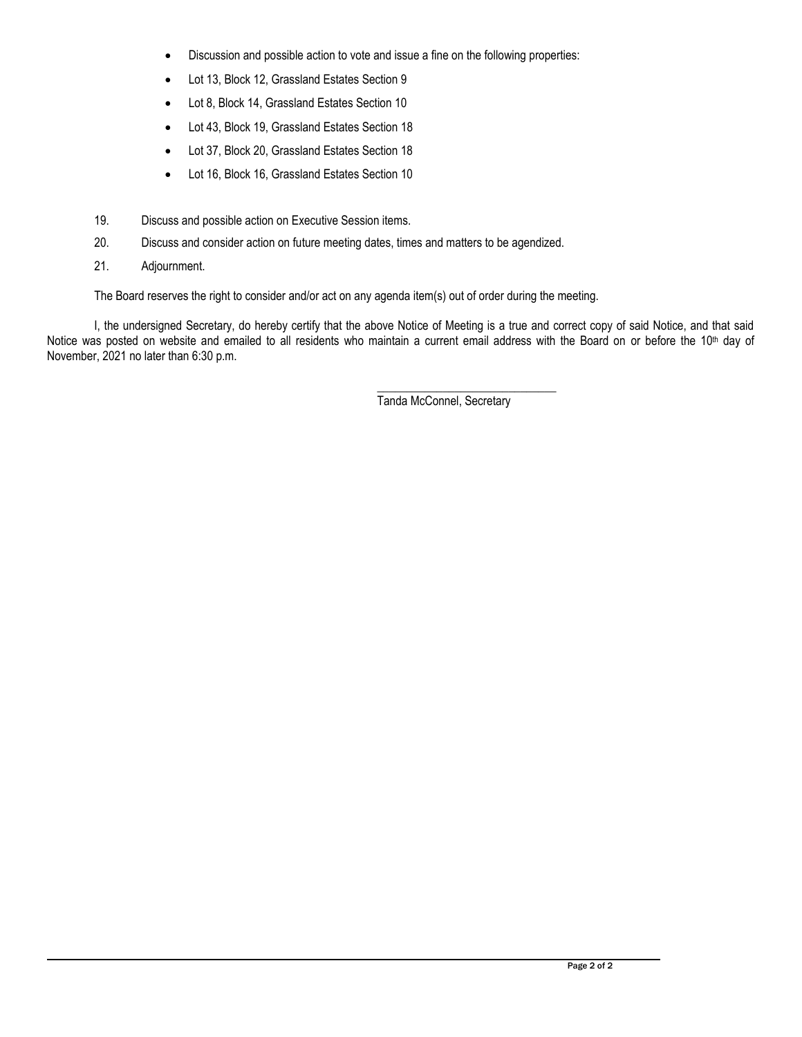- Discussion and possible action to vote and issue a fine on the following properties:
- Lot 13, Block 12, Grassland Estates Section 9
- Lot 8, Block 14, Grassland Estates Section 10
- Lot 43, Block 19, Grassland Estates Section 18
- Lot 37, Block 20, Grassland Estates Section 18
- Lot 16, Block 16, Grassland Estates Section 10

19. Discuss and possible action on Executive Session items.
20. Discuss and consider action on future meeting dates, times and matters to be agendized.
21. Adjournment.

The Board reserves the right to consider and/or act on any agenda item(s) out of order during the meeting.

I, the undersigned Secretary, do hereby certify that the above Notice of Meeting is a true and correct copy of said Notice, and that said Notice was posted on website and emailed to all residents who maintain a current email address with the Board on or before the 10th day of November, 2021 no later than 6:30 p.m.

\_\_\_\_\_\_\_\_\_\_\_\_\_\_\_\_\_\_\_\_\_\_\_\_\_\_\_\_\_\_

Tanda McConnel, Secretary